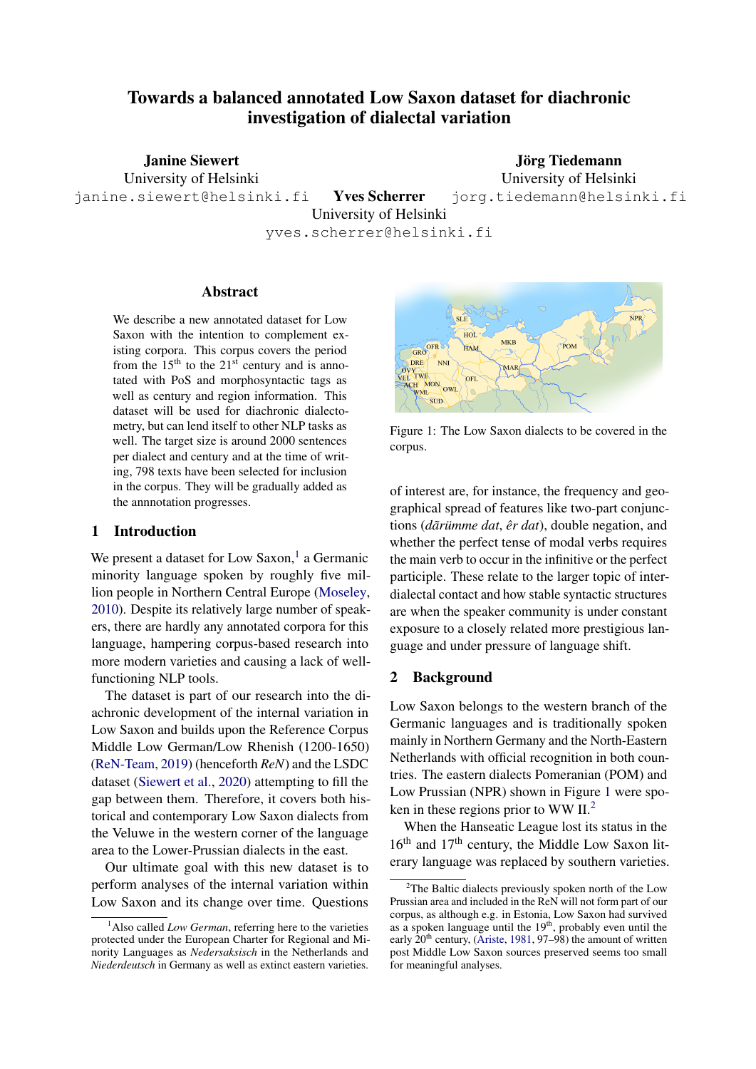# Towards a balanced annotated Low Saxon dataset for diachronic investigation of dialectal variation

**Janine Siewert**
University of Helsinki
janine.siewert@helsinki.fi

**Yves Scherrer**
University of Helsinki
yves.scherrer@helsinki.fi

**Jörg Tiedemann**
University of Helsinki
jorg.tiedemann@helsinki.fi

## Abstract

We describe a new annotated dataset for Low Saxon with the intention to complement existing corpora. This corpus covers the period from the 15th to the 21st century and is annotated with PoS and morphosyntactic tags as well as century and region information. This dataset will be used for diachronic dialectometry, but can lend itself to other NLP tasks as well. The target size is around 2000 sentences per dialect and century and at the time of writing, 798 texts have been selected for inclusion in the corpus. They will be gradually added as the annnotation progresses.

## 1 Introduction

We present a dataset for Low Saxon,[1] a Germanic minority language spoken by roughly five million people in Northern Central Europe (Moseley, 2010). Despite its relatively large number of speakers, there are hardly any annotated corpora for this language, hampering corpus-based research into more modern varieties and causing a lack of well-functioning NLP tools.

The dataset is part of our research into the diachronic development of the internal variation in Low Saxon and builds upon the Reference Corpus Middle Low German/Low Rhenish (1200-1650) (ReN-Team, 2019) (henceforth *ReN*) and the LSDC dataset (Siewert et al., 2020) attempting to fill the gap between them. Therefore, it covers both historical and contemporary Low Saxon dialects from the Veluwe in the western corner of the language area to the Lower-Prussian dialects in the east.

Our ultimate goal with this new dataset is to perform analyses of the internal variation within Low Saxon and its change over time. Questions of interest are, for instance, the frequency and geographical spread of features like two-part conjunctions (*dãrümme dat*, *êr dat*), double negation, and whether the perfect tense of modal verbs requires the main verb to occur in the infinitive or the perfect participle. These relate to the larger topic of interdialectal contact and how stable syntactic structures are when the speaker community is under constant exposure to a closely related more prestigious language and under pressure of language shift.

Figure 1: The Low Saxon dialects to be covered in the corpus.

## 2 Background

Low Saxon belongs to the western branch of the Germanic languages and is traditionally spoken mainly in Northern Germany and the North-Eastern Netherlands with official recognition in both countries. The eastern dialects Pomeranian (POM) and Low Prussian (NPR) shown in Figure 1 were spoken in these regions prior to WW II.[2]

When the Hanseatic League lost its status in the 16th and 17th century, the Middle Low Saxon literary language was replaced by southern varieties.

[1] Also called *Low German*, referring here to the varieties protected under the European Charter for Regional and Minority Languages as *Nedersaksisch* in the Netherlands and *Niederdeutsch* in Germany as well as extinct eastern varieties.

[2] The Baltic dialects previously spoken north of the Low Prussian area and included in the ReN will not form part of our corpus, as although e.g. in Estonia, Low Saxon had survived as a spoken language until the 19th, probably even until the early 20th century, (Ariste, 1981, 97–98) the amount of written post Middle Low Saxon sources preserved seems too small for meaningful analyses.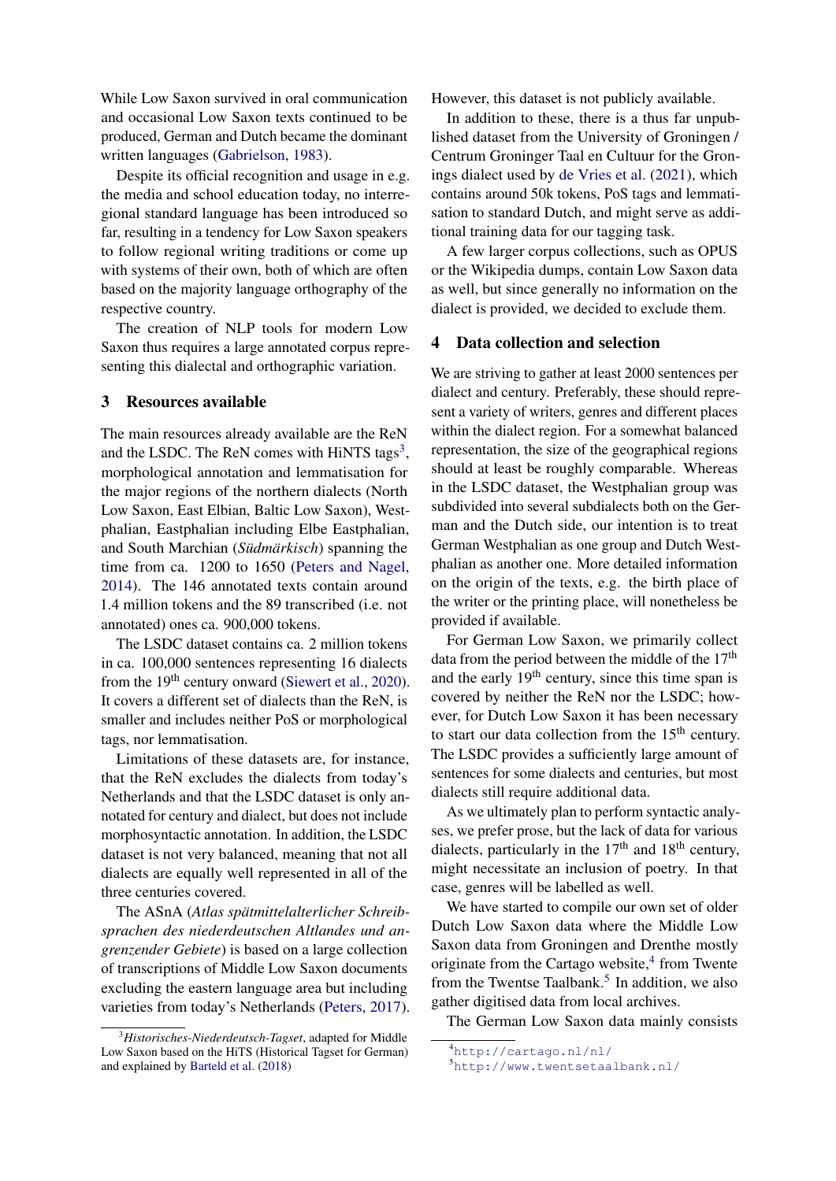While Low Saxon survived in oral communication and occasional Low Saxon texts continued to be produced, German and Dutch became the dominant written languages (Gabrielson, 1983).

Despite its official recognition and usage in e.g. the media and school education today, no interregional standard language has been introduced so far, resulting in a tendency for Low Saxon speakers to follow regional writing traditions or come up with systems of their own, both of which are often based on the majority language orthography of the respective country.

The creation of NLP tools for modern Low Saxon thus requires a large annotated corpus representing this dialectal and orthographic variation.

## 3 Resources available

The main resources already available are the ReN and the LSDC. The ReN comes with HiNTS tags[3], morphological annotation and lemmatisation for the major regions of the northern dialects (North Low Saxon, East Elbian, Baltic Low Saxon), Westphalian, Eastphalian including Elbe Eastphalian, and South Marchian (*Südmärkisch*) spanning the time from ca. 1200 to 1650 (Peters and Nagel, 2014). The 146 annotated texts contain around 1.4 million tokens and the 89 transcribed (i.e. not annotated) ones ca. 900,000 tokens.

The LSDC dataset contains ca. 2 million tokens in ca. 100,000 sentences representing 16 dialects from the 19th century onward (Siewert et al., 2020). It covers a different set of dialects than the ReN, is smaller and includes neither PoS or morphological tags, nor lemmatisation.

Limitations of these datasets are, for instance, that the ReN excludes the dialects from today's Netherlands and that the LSDC dataset is only annotated for century and dialect, but does not include morphosyntactic annotation. In addition, the LSDC dataset is not very balanced, meaning that not all dialects are equally well represented in all of the three centuries covered.

The ASnA (*Atlas spätmittelalterlicher Schreibsprachen des niederdeutschen Altlandes und angrenzender Gebiete*) is based on a large collection of transcriptions of Middle Low Saxon documents excluding the eastern language area but including varieties from today's Netherlands (Peters, 2017). However, this dataset is not publicly available.

In addition to these, there is a thus far unpublished dataset from the University of Groningen / Centrum Groninger Taal en Cultuur for the Groningen dialect used by de Vries et al. (2021), which contains around 50k tokens, PoS tags and lemmatisation to standard Dutch, and might serve as additional training data for our tagging task.

A few larger corpus collections, such as OPUS or the Wikipedia dumps, contain Low Saxon data as well, but since generally no information on the dialect is provided, we decided to exclude them.

## 4 Data collection and selection

We are striving to gather at least 2000 sentences per dialect and century. Preferably, these should represent a variety of writers, genres and different places within the dialect region. For a somewhat balanced representation, the size of the geographical regions should at least be roughly comparable. Whereas in the LSDC dataset, the Westphalian group was subdivided into several subdialects both on the German and the Dutch side, our intention is to treat German Westphalian as one group and Dutch Westphalian as another one. More detailed information on the origin of the texts, e.g. the birth place of the writer or the printing place, will nonetheless be provided if available.

For German Low Saxon, we primarily collect data from the period between the middle of the 17th and the early 19th century, since this time span is covered by neither the ReN nor the LSDC; however, for Dutch Low Saxon it has been necessary to start our data collection from the 15th century. The LSDC provides a sufficiently large amount of sentences for some dialects and centuries, but most dialects still require additional data.

As we ultimately plan to perform syntactic analyses, we prefer prose, but the lack of data for various dialects, particularly in the 17th and 18th century, might necessitate an inclusion of poetry. In that case, genres will be labelled as well.

We have started to compile our own set of older Dutch Low Saxon data where the Middle Low Saxon data from Groningen and Drenthe mostly originate from the Cartago website,[4] from Twente from the Twentse Taalbank.[5] In addition, we also gather digitised data from local archives.

The German Low Saxon data mainly consists

[3] *Historisches-Niederdeutsch-Tagset*, adapted for Middle Low Saxon based on the HiTS (Historical Tagset for German) and explained by Barteld et al. (2018)

[4] http://cartago.nl/nl/

[5] http://www.twentsetaalbank.nl/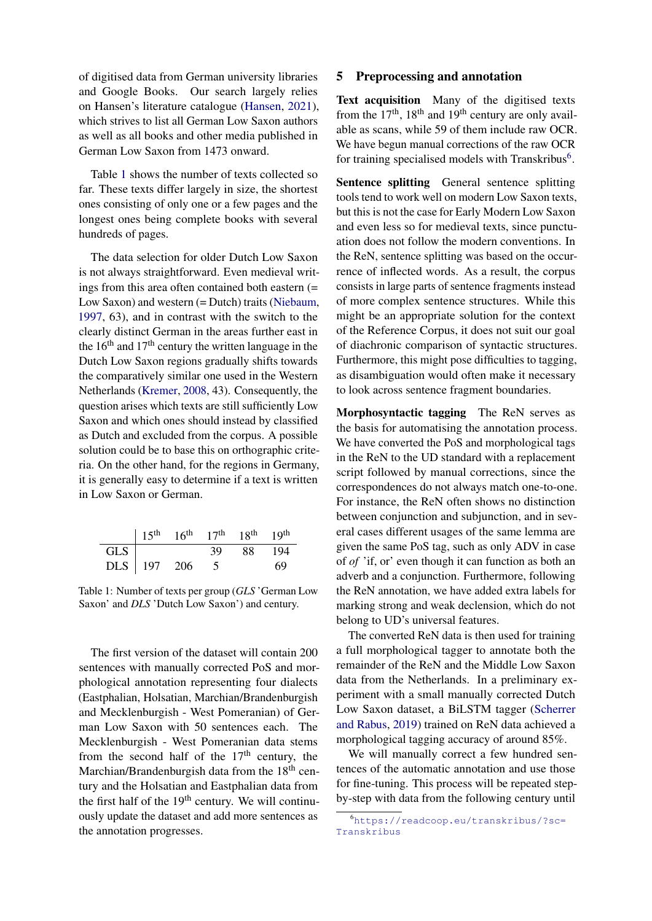of digitised data from German university libraries and Google Books. Our search largely relies on Hansen's literature catalogue (Hansen, 2021), which strives to list all German Low Saxon authors as well as all books and other media published in German Low Saxon from 1473 onward.

Table 1 shows the number of texts collected so far. These texts differ largely in size, the shortest ones consisting of only one or a few pages and the longest ones being complete books with several hundreds of pages.

The data selection for older Dutch Low Saxon is not always straightforward. Even medieval writings from this area often contained both eastern (= Low Saxon) and western (= Dutch) traits (Niebaum, 1997, 63), and in contrast with the switch to the clearly distinct German in the areas further east in the 16th and 17th century the written language in the Dutch Low Saxon regions gradually shifts towards the comparatively similar one used in the Western Netherlands (Kremer, 2008, 43). Consequently, the question arises which texts are still sufficiently Low Saxon and which ones should instead by classified as Dutch and excluded from the corpus. A possible solution could be to base this on orthographic criteria. On the other hand, for the regions in Germany, it is generally easy to determine if a text is written in Low Saxon or German.

| | 15th | 16th | 17th | 18th | 19th |
|---|---|---|---|---|---|
| GLS | | | 39 | 88 | 194 |
| DLS | 197 | 206 | 5 | | 69 |

Table 1: Number of texts per group (*GLS* 'German Low Saxon' and *DLS* 'Dutch Low Saxon') and century.

The first version of the dataset will contain 200 sentences with manually corrected PoS and morphological annotation representing four dialects (Eastphalian, Holsatian, Marchian/Brandenburgish and Mecklenburgish - West Pomeranian) of German Low Saxon with 50 sentences each. The Mecklenburgish - West Pomeranian data stems from the second half of the 17th century, the Marchian/Brandenburgish data from the 18th century and the Holsatian and Eastphalian data from the first half of the 19th century. We will continuously update the dataset and add more sentences as the annotation progresses.

## 5 Preprocessing and annotation

**Text acquisition** Many of the digitised texts from the 17th, 18th and 19th century are only available as scans, while 59 of them include raw OCR. We have begun manual corrections of the raw OCR for training specialised models with Transkribus[6].

**Sentence splitting** General sentence splitting tools tend to work well on modern Low Saxon texts, but this is not the case for Early Modern Low Saxon and even less so for medieval texts, since punctuation does not follow the modern conventions. In the ReN, sentence splitting was based on the occurrence of inflected words. As a result, the corpus consists in large parts of sentence fragments instead of more complex sentence structures. While this might be an appropriate solution for the context of the Reference Corpus, it does not suit our goal of diachronic comparison of syntactic structures. Furthermore, this might pose difficulties to tagging, as disambiguation would often make it necessary to look across sentence fragment boundaries.

**Morphosyntactic tagging** The ReN serves as the basis for automatising the annotation process. We have converted the PoS and morphological tags in the ReN to the UD standard with a replacement script followed by manual corrections, since the correspondences do not always match one-to-one. For instance, the ReN often shows no distinction between conjunction and subjunction, and in several cases different usages of the same lemma are given the same PoS tag, such as only ADV in case of *of* 'if, or' even though it can function as both an adverb and a conjunction. Furthermore, following the ReN annotation, we have added extra labels for marking strong and weak declension, which do not belong to UD's universal features.

The converted ReN data is then used for training a full morphological tagger to annotate both the remainder of the ReN and the Middle Low Saxon data from the Netherlands. In a preliminary experiment with a small manually corrected Dutch Low Saxon dataset, a BiLSTM tagger (Scherrer and Rabus, 2019) trained on ReN data achieved a morphological tagging accuracy of around 85%.

We will manually correct a few hundred sentences of the automatic annotation and use those for fine-tuning. This process will be repeated step-by-step with data from the following century until

[6] https://readcoop.eu/transkribus/?sc=Transkribus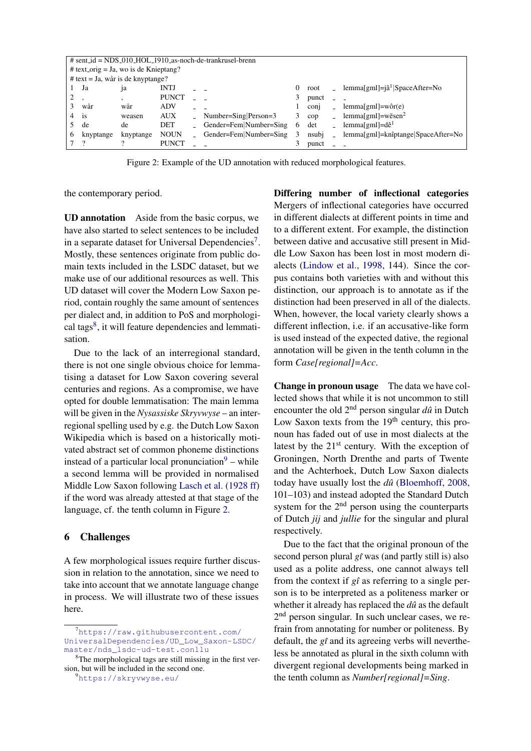| # sent_id = NDS_010_HOL_1910_as-noch-de-trankrusel-brenn | | | | | | | | | |
|---|---|---|---|---|---|---|---|---|---|
| # text_orig = Ja, wo is de Knieptang? | | | | | | | | | |
| # text = Ja, wår is de knyptange? | | | | | | | | | |
| 1 | Ja | ja | INTJ | _ | _ | 0 | root | _ | lemma[gml]=jâ[1]\|SpaceAfter=No |
| 2 | , | , | PUNCT | _ | _ | 3 | punct | _ | _ |
| 3 | wår | wår | ADV | _ | _ | 1 | conj | _ | lemma[gml]=wôr(e) |
| 4 | is | weasen | AUX | _ | Number=Sing\|Person=3 | 3 | cop | _ | lemma[gml]=wēsen[2] |
| 5 | de | de | DET | _ | Gender=Fem\|Number=Sing | 6 | det | _ | lemma[gml]=dê[1] |
| 6 | knyptange | knyptange | NOUN | _ | Gender=Fem\|Number=Sing | 3 | nsubj | _ | lemma[gml]=knîptange\|SpaceAfter=No |
| 7 | ? | ? | PUNCT | _ | _ | 3 | punct | _ | _ |

Figure 2: Example of the UD annotation with reduced morphological features.

the contemporary period.

**UD annotation** Aside from the basic corpus, we have also started to select sentences to be included in a separate dataset for Universal Dependencies[7]. Mostly, these sentences originate from public domain texts included in the LSDC dataset, but we make use of our additional resources as well. This UD dataset will cover the Modern Low Saxon period, contain roughly the same amount of sentences per dialect and, in addition to PoS and morphological tags[8], it will feature dependencies and lemmatisation.

Due to the lack of an interregional standard, there is not one single obvious choice for lemmatising a dataset for Low Saxon covering several centuries and regions. As a compromise, we have opted for double lemmatisation: The main lemma will be given in the *Nysassiske Skryvwyse* – an interregional spelling used by e.g. the Dutch Low Saxon Wikipedia which is based on a historically motivated abstract set of common phoneme distinctions instead of a particular local pronunciation[9] – while a second lemma will be provided in normalised Middle Low Saxon following Lasch et al. (1928 ff) if the word was already attested at that stage of the language, cf. the tenth column in Figure 2.

## 6 Challenges

A few morphological issues require further discussion in relation to the annotation, since we need to take into account that we annotate language change in process. We will illustrate two of these issues here.

**Differing number of inflectional categories** Mergers of inflectional categories have occurred in different dialects at different points in time and to a different extent. For example, the distinction between dative and accusative still present in Middle Low Saxon has been lost in most modern dialects (Lindow et al., 1998, 144). Since the corpus contains both varieties with and without this distinction, our approach is to annotate as if the distinction had been preserved in all of the dialects. When, however, the local variety clearly shows a different inflection, i.e. if an accusative-like form is used instead of the expected dative, the regional annotation will be given in the tenth column in the form *Case[regional]=Acc*.

**Change in pronoun usage** The data we have collected shows that while it is not uncommon to still encounter the old 2nd person singular *dû* in Dutch Low Saxon texts from the 19th century, this pronoun has faded out of use in most dialects at the latest by the 21st century. With the exception of Groningen, North Drenthe and parts of Twente and the Achterhoek, Dutch Low Saxon dialects today have usually lost the *dû* (Bloemhoff, 2008, 101–103) and instead adopted the Standard Dutch system for the 2nd person using the counterparts of Dutch *jij* and *jullie* for the singular and plural respectively.

Due to the fact that the original pronoun of the second person plural *gî* was (and partly still is) also used as a polite address, one cannot always tell from the context if *gî* as referring to a single person is to be interpreted as a politeness marker or whether it already has replaced the *dû* as the default 2nd person singular. In such unclear cases, we refrain from annotating for number or politeness. By default, the *gî* and its agreeing verbs will nevertheless be annotated as plural in the sixth column with divergent regional developments being marked in the tenth column as *Number[regional]=Sing*.

[7] https://raw.githubusercontent.com/UniversalDependencies/UD_Low_Saxon-LSDC/master/nds_lsdc-ud-test.conllu

[8] The morphological tags are still missing in the first version, but will be included in the second one.

[9] https://skryvwyse.eu/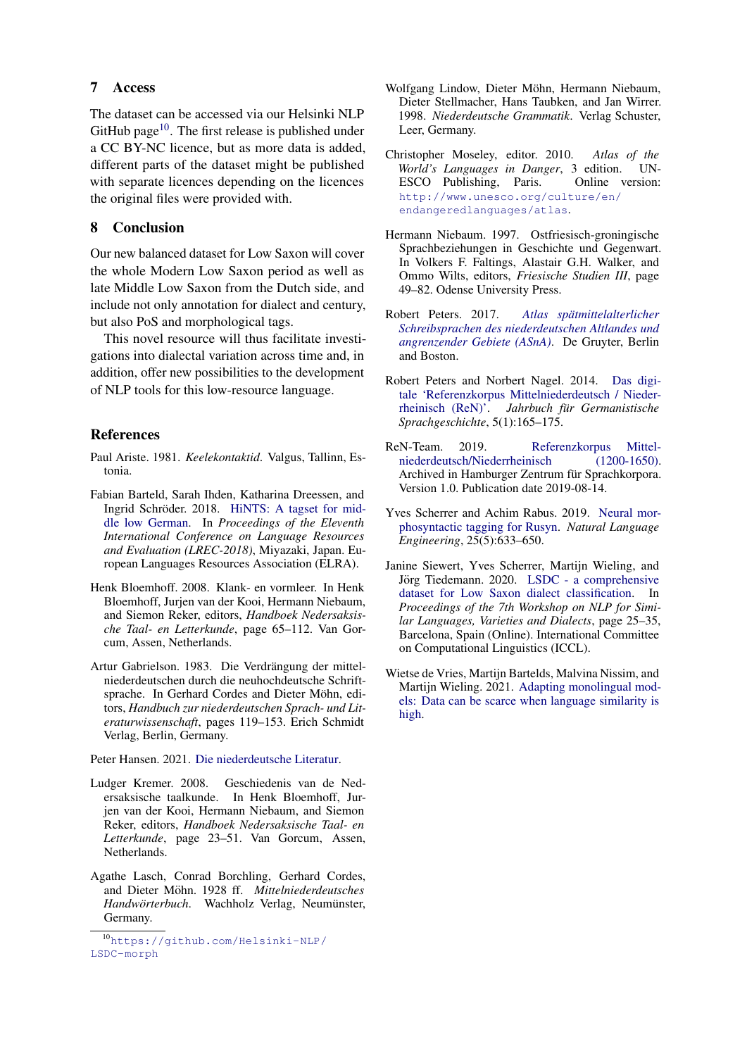## 7 Access

The dataset can be accessed via our Helsinki NLP GitHub page[10]. The first release is published under a CC BY-NC licence, but as more data is added, different parts of the dataset might be published with separate licences depending on the licences the original files were provided with.

## 8 Conclusion

Our new balanced dataset for Low Saxon will cover the whole Modern Low Saxon period as well as late Middle Low Saxon from the Dutch side, and include not only annotation for dialect and century, but also PoS and morphological tags.

This novel resource will thus facilitate investigations into dialectal variation across time and, in addition, offer new possibilities to the development of NLP tools for this low-resource language.

## References

Paul Ariste. 1981. *Keelekontaktid*. Valgus, Tallinn, Estonia.

Fabian Barteld, Sarah Ihden, Katharina Dreessen, and Ingrid Schröder. 2018. HiNTS: A tagset for middle low German. In *Proceedings of the Eleventh International Conference on Language Resources and Evaluation (LREC-2018)*, Miyazaki, Japan. European Languages Resources Association (ELRA).

Henk Bloemhoff. 2008. Klank- en vormleer. In Henk Bloemhoff, Jurjen van der Kooi, Hermann Niebaum, and Siemon Reker, editors, *Handboek Nedersaksische Taal- en Letterkunde*, page 65–112. Van Gorcum, Assen, Netherlands.

Artur Gabrielson. 1983. Die Verdrängung der mittelniederdeutschen durch die neuhochdeutsche Schriftsprache. In Gerhard Cordes and Dieter Möhn, editors, *Handbuch zur niederdeutschen Sprach- und Literaturwissenschaft*, pages 119–153. Erich Schmidt Verlag, Berlin, Germany.

Peter Hansen. 2021. Die niederdeutsche Literatur.

Ludger Kremer. 2008. Geschiedenis van de Nedersaksische taalkunde. In Henk Bloemhoff, Jurjen van der Kooi, Hermann Niebaum, and Siemon Reker, editors, *Handboek Nedersaksische Taal- en Letterkunde*, page 23–51. Van Gorcum, Assen, Netherlands.

Agathe Lasch, Conrad Borchling, Gerhard Cordes, and Dieter Möhn. 1928 ff. *Mittelniederdeutsches Handwörterbuch*. Wachholz Verlag, Neumünster, Germany.

Wolfgang Lindow, Dieter Möhn, Hermann Niebaum, Dieter Stellmacher, Hans Taubken, and Jan Wirrer. 1998. *Niederdeutsche Grammatik*. Verlag Schuster, Leer, Germany.

Christopher Moseley, editor. 2010. *Atlas of the World's Languages in Danger*, 3 edition. UNESCO Publishing, Paris. Online version: http://www.unesco.org/culture/en/endangeredlanguages/atlas.

Hermann Niebaum. 1997. Ostfriesisch-groningische Sprachbeziehungen in Geschichte und Gegenwart. In Volkers F. Faltings, Alastair G.H. Walker, and Ommo Wilts, editors, *Friesische Studien III*, page 49–82. Odense University Press.

Robert Peters. 2017. *Atlas spätmittelalterlicher Schreibsprachen des niederdeutschen Altlandes und angrenzender Gebiete (ASnA)*. De Gruyter, Berlin and Boston.

Robert Peters and Norbert Nagel. 2014. Das digitale 'Referenzkorpus Mittelniederdeutsch / Niederrheinisch (ReN)'. *Jahrbuch für Germanistische Sprachgeschichte*, 5(1):165–175.

ReN-Team. 2019. Referenzkorpus Mittelniederdeutsch/Niederrheinisch (1200-1650). Archived in Hamburger Zentrum für Sprachkorpora. Version 1.0. Publication date 2019-08-14.

Yves Scherrer and Achim Rabus. 2019. Neural morphosyntactic tagging for Rusyn. *Natural Language Engineering*, 25(5):633–650.

Janine Siewert, Yves Scherrer, Martijn Wieling, and Jörg Tiedemann. 2020. LSDC - a comprehensive dataset for Low Saxon dialect classification. In *Proceedings of the 7th Workshop on NLP for Similar Languages, Varieties and Dialects*, page 25–35, Barcelona, Spain (Online). International Committee on Computational Linguistics (ICCL).

Wietse de Vries, Martijn Bartelds, Malvina Nissim, and Martijn Wieling. 2021. Adapting monolingual models: Data can be scarce when language similarity is high.

[10] https://github.com/Helsinki-NLP/LSDC-morph